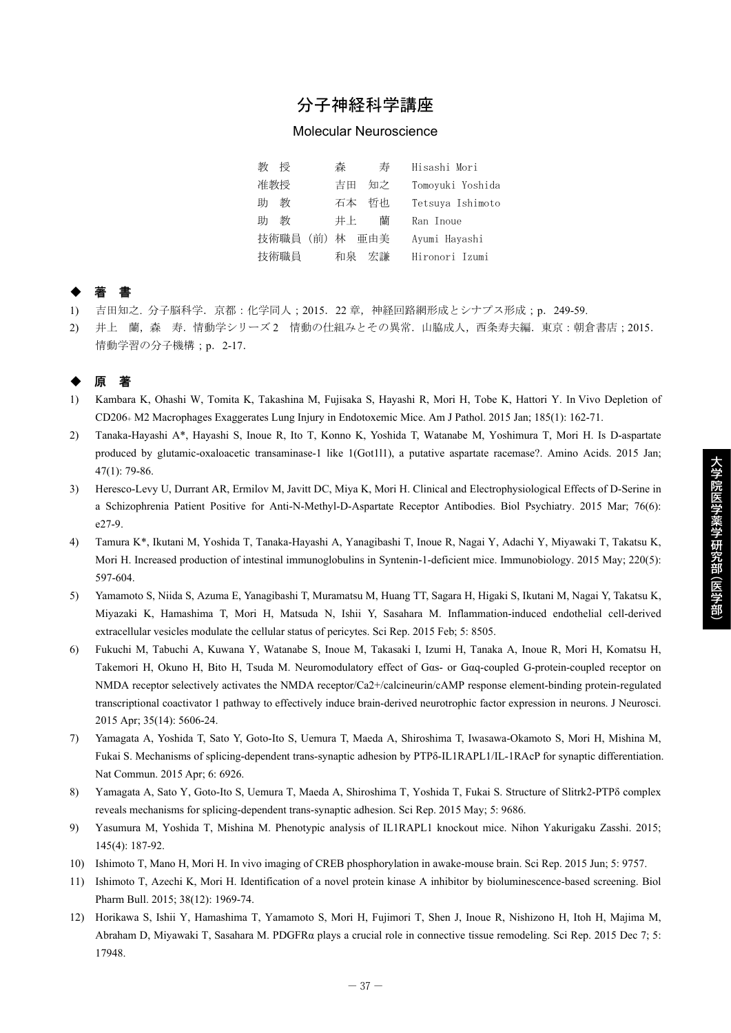# 分子神経科学講座

Molecular Neuroscience

| | | |
|---|---|---|
| 教　授 | 森　　寿 | Hisashi Mori |
| 准教授 | 吉田　知之 | Tomoyuki Yoshida |
| 助　教 | 石本　哲也 | Tetsuya Ishimoto |
| 助　教 | 井上　　蘭 | Ran Inoue |
| 技術職員（前） | 林　亜由美 | Ayumi Hayashi |
| 技術職員 | 和泉　宏謙 | Hironori Izumi |

## ◆ 著　書

1) 吉田知之．分子脳科学．京都：化学同人；2015．22 章，神経回路網形成とシナプス形成；p．249-59.
2) 井上　蘭，森　寿．情動学シリーズ 2　情動の仕組みとその異常．山脇成人，西条寿夫編．東京：朝倉書店；2015．情動学習の分子機構；p．2-17.

## ◆ 原　著

1) Kambara K, Ohashi W, Tomita K, Takashina M, Fujisaka S, Hayashi R, Mori H, Tobe K, Hattori Y. In Vivo Depletion of CD206+ M2 Macrophages Exaggerates Lung Injury in Endotoxemic Mice. Am J Pathol. 2015 Jan; 185(1): 162-71.
2) Tanaka-Hayashi A*, Hayashi S, Inoue R, Ito T, Konno K, Yoshida T, Watanabe M, Yoshimura T, Mori H. Is D-aspartate produced by glutamic-oxaloacetic transaminase-1 like 1(Got1l1), a putative aspartate racemase?. Amino Acids. 2015 Jan; 47(1): 79-86.
3) Heresco-Levy U, Durrant AR, Ermilov M, Javitt DC, Miya K, Mori H. Clinical and Electrophysiological Effects of D-Serine in a Schizophrenia Patient Positive for Anti-N-Methyl-D-Aspartate Receptor Antibodies. Biol Psychiatry. 2015 Mar; 76(6): e27-9.
4) Tamura K*, Ikutani M, Yoshida T, Tanaka-Hayashi A, Yanagibashi T, Inoue R, Nagai Y, Adachi Y, Miyawaki T, Takatsu K, Mori H. Increased production of intestinal immunoglobulins in Syntenin-1-deficient mice. Immunobiology. 2015 May; 220(5): 597-604.
5) Yamamoto S, Niida S, Azuma E, Yanagibashi T, Muramatsu M, Huang TT, Sagara H, Higaki S, Ikutani M, Nagai Y, Takatsu K, Miyazaki K, Hamashima T, Mori H, Matsuda N, Ishii Y, Sasahara M. Inflammation-induced endothelial cell-derived extracellular vesicles modulate the cellular status of pericytes. Sci Rep. 2015 Feb; 5: 8505.
6) Fukuchi M, Tabuchi A, Kuwana Y, Watanabe S, Inoue M, Takasaki I, Izumi H, Tanaka A, Inoue R, Mori H, Komatsu H, Takemori H, Okuno H, Bito H, Tsuda M. Neuromodulatory effect of Gαs- or Gαq-coupled G-protein-coupled receptor on NMDA receptor selectively activates the NMDA receptor/Ca2+/calcineurin/cAMP response element-binding protein-regulated transcriptional coactivator 1 pathway to effectively induce brain-derived neurotrophic factor expression in neurons. J Neurosci. 2015 Apr; 35(14): 5606-24.
7) Yamagata A, Yoshida T, Sato Y, Goto-Ito S, Uemura T, Maeda A, Shiroshima T, Iwasawa-Okamoto S, Mori H, Mishina M, Fukai S. Mechanisms of splicing-dependent trans-synaptic adhesion by PTPδ-IL1RAPL1/IL-1RAcP for synaptic differentiation. Nat Commun. 2015 Apr; 6: 6926.
8) Yamagata A, Sato Y, Goto-Ito S, Uemura T, Maeda A, Shiroshima T, Yoshida T, Fukai S. Structure of Slitrk2-PTPδ complex reveals mechanisms for splicing-dependent trans-synaptic adhesion. Sci Rep. 2015 May; 5: 9686.
9) Yasumura M, Yoshida T, Mishina M. Phenotypic analysis of IL1RAPL1 knockout mice. Nihon Yakurigaku Zasshi. 2015; 145(4): 187-92.
10) Ishimoto T, Mano H, Mori H. In vivo imaging of CREB phosphorylation in awake-mouse brain. Sci Rep. 2015 Jun; 5: 9757.
11) Ishimoto T, Azechi K, Mori H. Identification of a novel protein kinase A inhibitor by bioluminescence-based screening. Biol Pharm Bull. 2015; 38(12): 1969-74.
12) Horikawa S, Ishii Y, Hamashima T, Yamamoto S, Mori H, Fujimori T, Shen J, Inoue R, Nishizono H, Itoh H, Majima M, Abraham D, Miyawaki T, Sasahara M. PDGFRα plays a crucial role in connective tissue remodeling. Sci Rep. 2015 Dec 7; 5: 17948.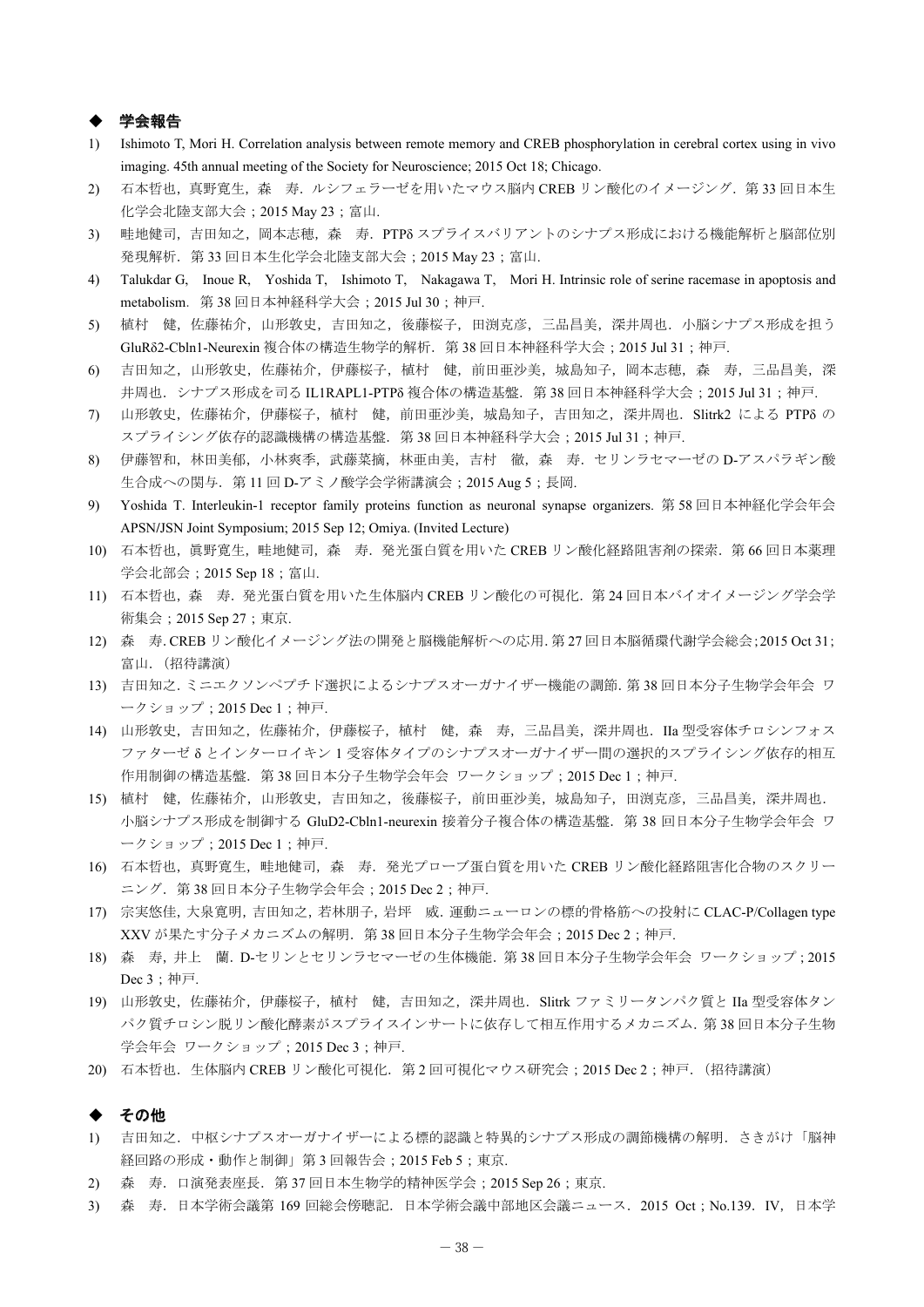## ◆ 学会報告

1) Ishimoto T, Mori H. Correlation analysis between remote memory and CREB phosphorylation in cerebral cortex using in vivo imaging. 45th annual meeting of the Society for Neuroscience; 2015 Oct 18; Chicago.
2) 石本哲也，真野寛生，森 寿．ルシフェラーゼを用いたマウス脳内 CREB リン酸化のイメージング．第 33 回日本生化学会北陸支部大会；2015 May 23；富山.
3) 畦地健司，吉田知之，岡本志穂，森 寿．PTPδ スプライスバリアントのシナプス形成における機能解析と脳部位別発現解析．第 33 回日本生化学会北陸支部大会；2015 May 23；富山.
4) Talukdar G, Inoue R, Yoshida T, Ishimoto T, Nakagawa T, Mori H. Intrinsic role of serine racemase in apoptosis and metabolism. 第 38 回日本神経科学大会；2015 Jul 30；神戸.
5) 植村 健，佐藤祐介，山形敦史，吉田知之，後藤桜子，田渕克彦，三品昌美，深井周也．小脳シナプス形成を担う GluRδ2-Cbln1-Neurexin 複合体の構造生物学的解析．第 38 回日本神経科学大会；2015 Jul 31；神戸.
6) 吉田知之，山形敦史，佐藤祐介，伊藤桜子，植村 健，前田亜沙美，城島知子，岡本志穂，森 寿，三品昌美，深井周也．シナプス形成を司る IL1RAPL1-PTPδ 複合体の構造基盤．第 38 回日本神経科学大会；2015 Jul 31；神戸.
7) 山形敦史，佐藤祐介，伊藤桜子，植村 健，前田亜沙美，城島知子，吉田知之，深井周也．Slitrk2 による PTPδ のスプライシング依存的認識機構の構造基盤．第 38 回日本神経科学大会；2015 Jul 31；神戸.
8) 伊藤智和，林田美郁，小林爽季，武藤菜摘，林亜由美，吉村 徹，森 寿．セリンラセマーゼの D-アスパラギン酸生合成への関与．第 11 回 D-アミノ酸学会学術講演会；2015 Aug 5；長岡.
9) Yoshida T. Interleukin-1 receptor family proteins function as neuronal synapse organizers. 第 58 回日本神経化学会年会 APSN/JSN Joint Symposium; 2015 Sep 12; Omiya. (Invited Lecture)
10) 石本哲也，眞野寛生，畦地健司，森 寿．発光蛋白質を用いた CREB リン酸化経路阻害剤の探索．第 66 回日本薬理学会北部会；2015 Sep 18；富山.
11) 石本哲也，森 寿．発光蛋白質を用いた生体脳内 CREB リン酸化の可視化．第 24 回日本バイオイメージング学会学術集会；2015 Sep 27；東京.
12) 森 寿. CREB リン酸化イメージング法の開発と脳機能解析への応用. 第 27 回日本脳循環代謝学会総会;2015 Oct 31;富山.（招待講演）
13) 吉田知之. ミニエクソンペプチド選択によるシナプスオーガナイザー機能の調節. 第 38 回日本分子生物学会年会 ワークショップ；2015 Dec 1；神戸.
14) 山形敦史，吉田知之，佐藤祐介，伊藤桜子，植村 健，森 寿，三品昌美，深井周也．IIa 型受容体チロシンフォスファターゼ δ とインターロイキン 1 受容体タイプのシナプスオーガナイザー間の選択的スプライシング依存的相互作用制御の構造基盤．第 38 回日本分子生物学会年会 ワークショップ；2015 Dec 1；神戸.
15) 植村 健，佐藤祐介，山形敦史，吉田知之，後藤桜子，前田亜沙美，城島知子，田渕克彦，三品昌美，深井周也．小脳シナプス形成を制御する GluD2-Cbln1-neurexin 接着分子複合体の構造基盤．第 38 回日本分子生物学会年会 ワークショップ；2015 Dec 1；神戸.
16) 石本哲也，真野寛生，畦地健司，森 寿．発光プローブ蛋白質を用いた CREB リン酸化経路阻害化合物のスクリーニング．第 38 回日本分子生物学会年会；2015 Dec 2；神戸.
17) 宗実悠佳, 大泉寛明, 吉田知之, 若林朋子, 岩坪 威. 運動ニューロンの標的骨格筋への投射に CLAC-P/Collagen type XXV が果たす分子メカニズムの解明．第 38 回日本分子生物学会年会；2015 Dec 2；神戸.
18) 森 寿，井上 蘭．D-セリンとセリンラセマーゼの生体機能．第 38 回日本分子生物学会年会 ワークショップ；2015 Dec 3；神戸.
19) 山形敦史，佐藤祐介，伊藤桜子，植村 健，吉田知之，深井周也．Slitrk ファミリータンパク質と IIa 型受容体タンパク質チロシン脱リン酸化酵素がスプライスインサートに依存して相互作用するメカニズム. 第 38 回日本分子生物学会年会 ワークショップ；2015 Dec 3；神戸.
20) 石本哲也．生体脳内 CREB リン酸化可視化．第 2 回可視化マウス研究会；2015 Dec 2；神戸.（招待講演）

## ◆ その他

1) 吉田知之．中枢シナプスオーガナイザーによる標的認識と特異的シナプス形成の調節機構の解明．さきがけ「脳神経回路の形成・動作と制御」第 3 回報告会；2015 Feb 5；東京.
2) 森 寿．口演発表座長．第 37 回日本生物学的精神医学会；2015 Sep 26；東京.
3) 森 寿．日本学術会議第 169 回総会傍聴記．日本学術会議中部地区会議ニュース．2015 Oct；No.139．IV，日本学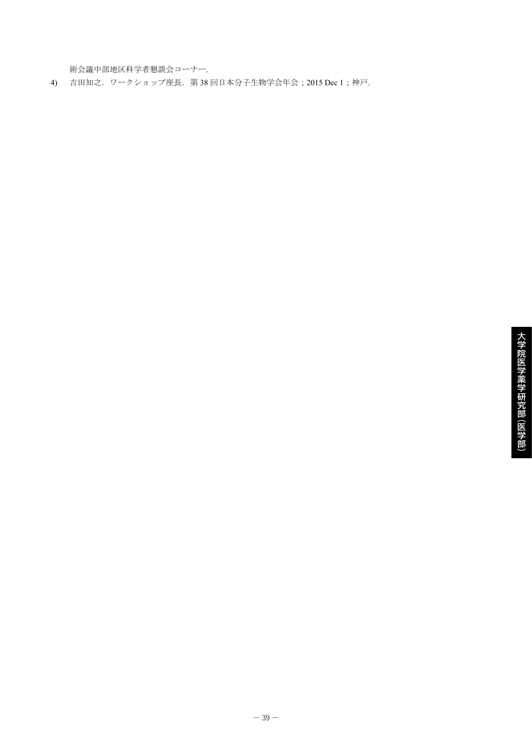術会議中部地区科学者懇談会コーナー.

4) 吉田知之．ワークショップ座長．第 38 回日本分子生物学会年会；2015 Dec 1；神戸.